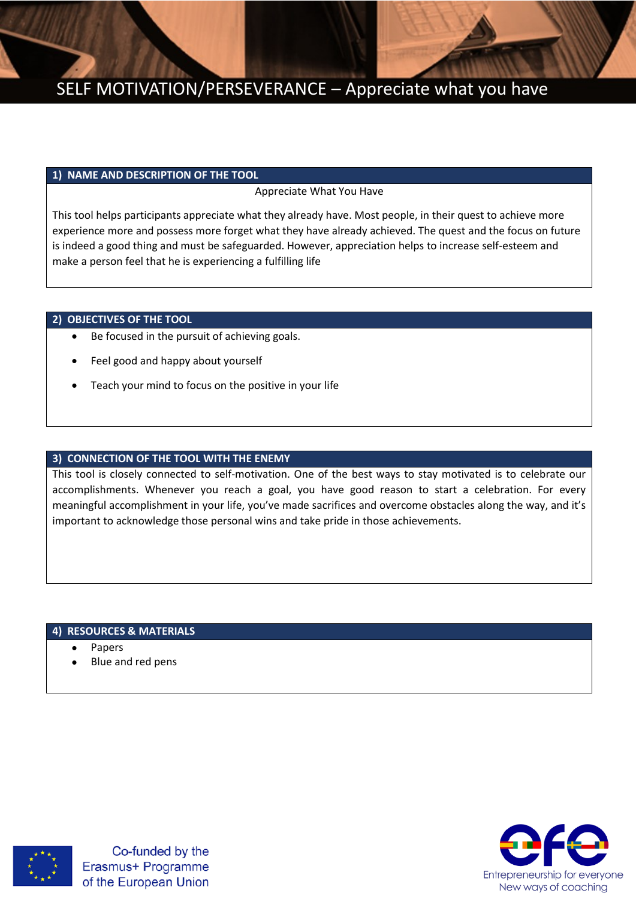# SELF MOTIVATION/PERSEVERANCE – Appreciate what you have

## 1) NAME AND DESCRIPTION OF THE TOOL

Appreciate What You Have

This tool helps participants appreciate what they already have. Most people, in their quest to achieve more experience more and possess more forget what they have already achieved. The quest and the focus on future is indeed a good thing and must be safeguarded. However, appreciation helps to increase self-esteem and make a person feel that he is experiencing a fulfilling life

## 2) OBJECTIVES OF THE TOOL

- Be focused in the pursuit of achieving goals.
- Feel good and happy about yourself
- Teach your mind to focus on the positive in your life

## 3) CONNECTION OF THE TOOL WITH THE ENEMY

This tool is closely connected to self-motivation. One of the best ways to stay motivated is to celebrate our accomplishments. Whenever you reach a goal, you have good reason to start a celebration. For every meaningful accomplishment in your life, you've made sacrifices and overcome obstacles along the way, and it's important to acknowledge those personal wins and take pride in those achievements.

## 4) RESOURCES & MATERIALS

- Papers
- Blue and red pens

Co-funded by the Erasmus+ Programme of the European Union

efe – Entrepreneurship for everyone – New ways of coaching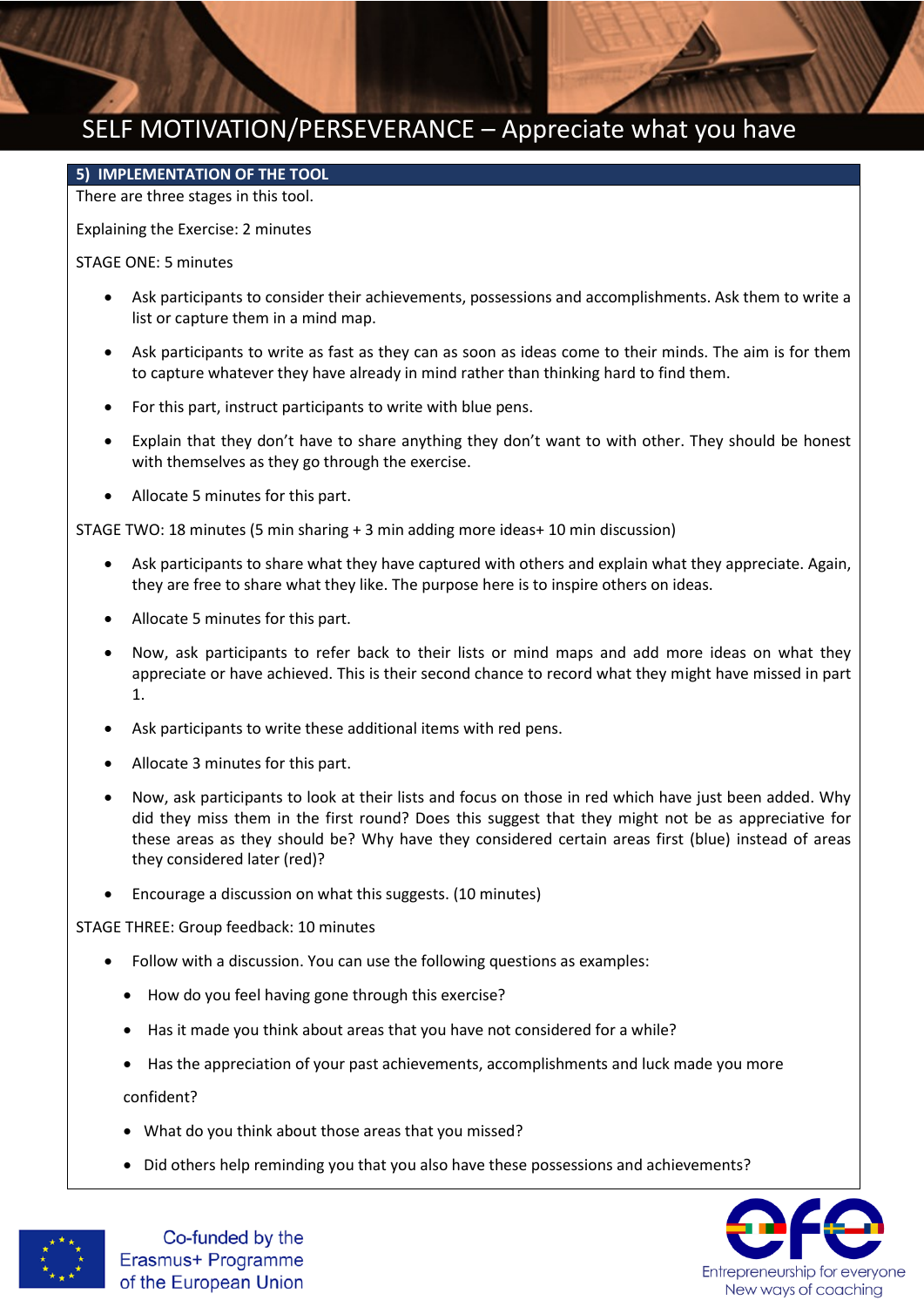# SELF MOTIVATION/PERSEVERANCE – Appreciate what you have

## 5) IMPLEMENTATION OF THE TOOL

There are three stages in this tool.

Explaining the Exercise: 2 minutes

STAGE ONE: 5 minutes

- Ask participants to consider their achievements, possessions and accomplishments. Ask them to write a list or capture them in a mind map.
- Ask participants to write as fast as they can as soon as ideas come to their minds. The aim is for them to capture whatever they have already in mind rather than thinking hard to find them.
- For this part, instruct participants to write with blue pens.
- Explain that they don't have to share anything they don't want to with other. They should be honest with themselves as they go through the exercise.
- Allocate 5 minutes for this part.

STAGE TWO: 18 minutes (5 min sharing + 3 min adding more ideas+ 10 min discussion)

- Ask participants to share what they have captured with others and explain what they appreciate. Again, they are free to share what they like. The purpose here is to inspire others on ideas.
- Allocate 5 minutes for this part.
- Now, ask participants to refer back to their lists or mind maps and add more ideas on what they appreciate or have achieved. This is their second chance to record what they might have missed in part 1.
- Ask participants to write these additional items with red pens.
- Allocate 3 minutes for this part.
- Now, ask participants to look at their lists and focus on those in red which have just been added. Why did they miss them in the first round? Does this suggest that they might not be as appreciative for these areas as they should be? Why have they considered certain areas first (blue) instead of areas they considered later (red)?
- Encourage a discussion on what this suggests. (10 minutes)

STAGE THREE: Group feedback: 10 minutes

- Follow with a discussion. You can use the following questions as examples:
  - How do you feel having gone through this exercise?
  - Has it made you think about areas that you have not considered for a while?
  - Has the appreciation of your past achievements, accomplishments and luck made you more confident?
  - What do you think about those areas that you missed?
  - Did others help reminding you that you also have these possessions and achievements?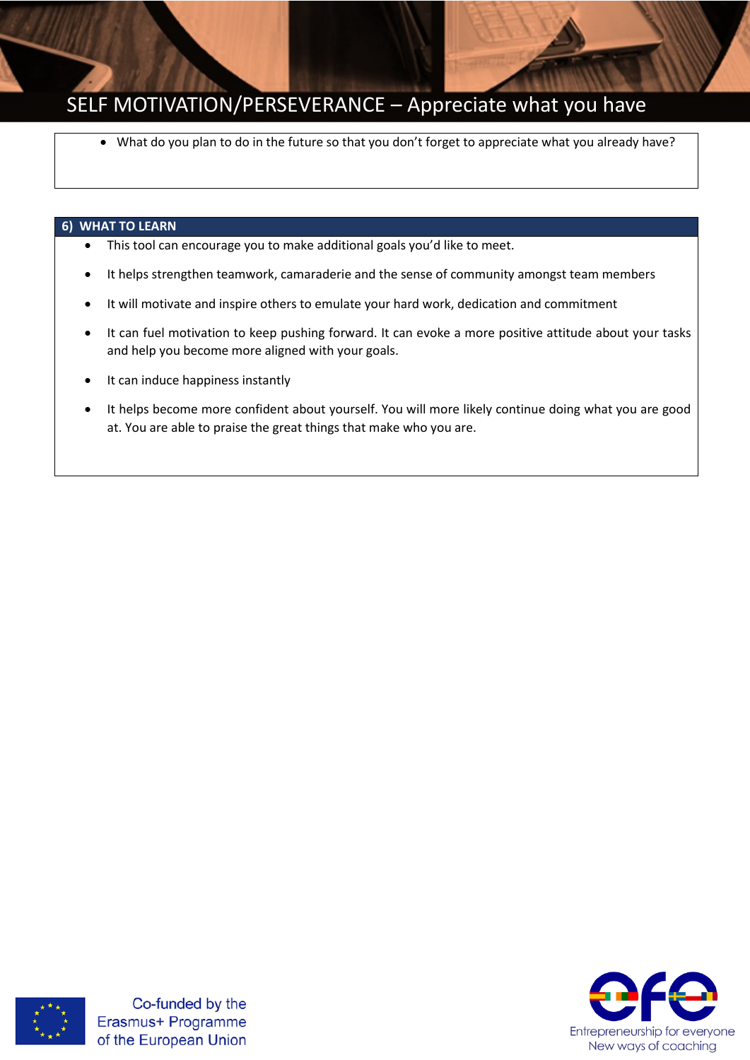- What do you plan to do in the future so that you don't forget to appreciate what you already have?

## 6) WHAT TO LEARN

- This tool can encourage you to make additional goals you'd like to meet.
- It helps strengthen teamwork, camaraderie and the sense of community amongst team members
- It will motivate and inspire others to emulate your hard work, dedication and commitment
- It can fuel motivation to keep pushing forward. It can evoke a more positive attitude about your tasks and help you become more aligned with your goals.
- It can induce happiness instantly
- It helps become more confident about yourself. You will more likely continue doing what you are good at. You are able to praise the great things that make who you are.